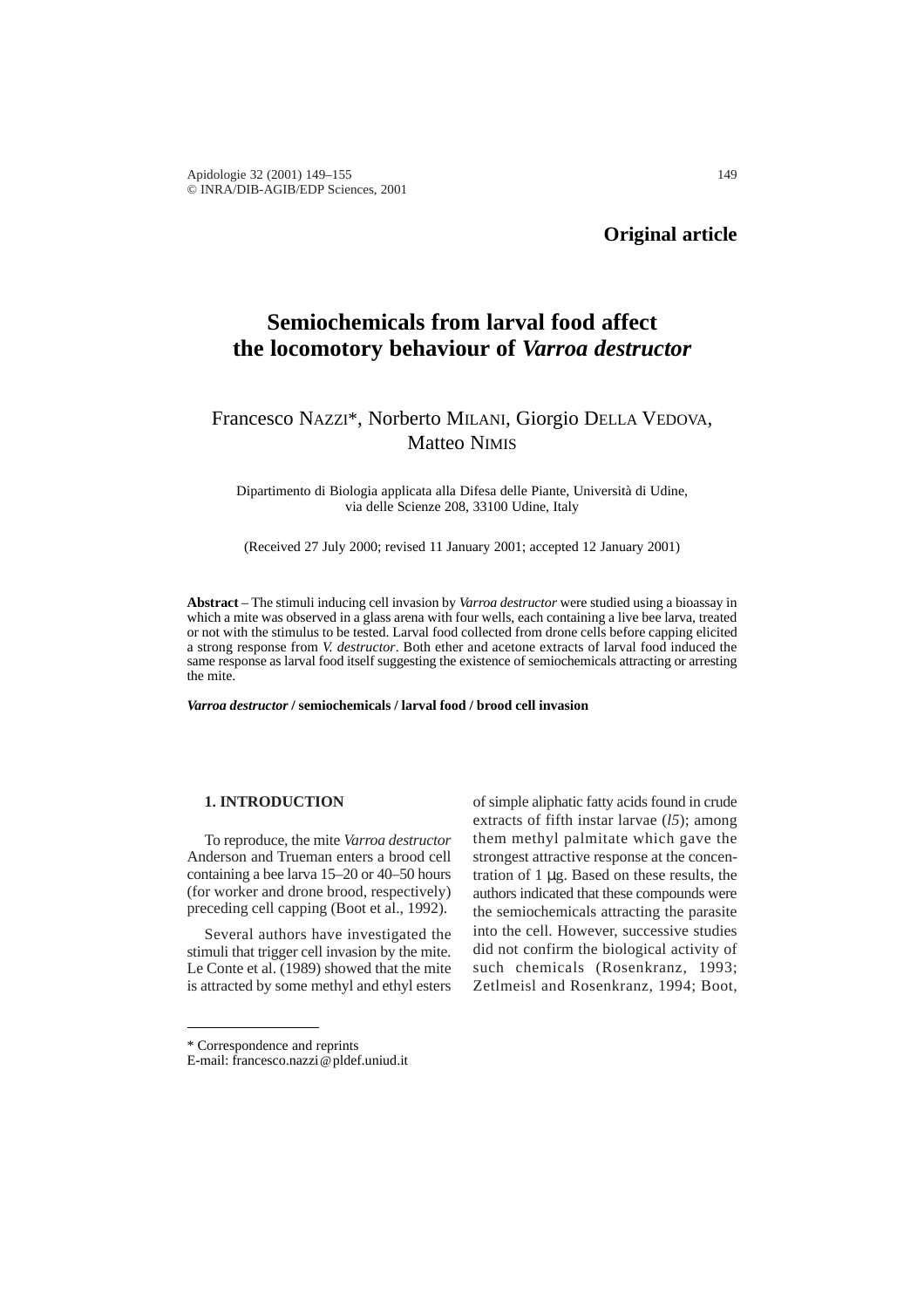**Original article**

# Semiochemicals from larval food affect the locomotory behaviour of *Varroa destructor*

Francesco NAZZI*, Norberto MILANI, Giorgio DELLA VEDOVA, Matteo NIMIS

Dipartimento di Biologia applicata alla Difesa delle Piante, Università di Udine, via delle Scienze 208, 33100 Udine, Italy

(Received 27 July 2000; revised 11 January 2001; accepted 12 January 2001)

**Abstract** – The stimuli inducing cell invasion by *Varroa destructor* were studied using a bioassay in which a mite was observed in a glass arena with four wells, each containing a live bee larva, treated or not with the stimulus to be tested. Larval food collected from drone cells before capping elicited a strong response from *V. destructor*. Both ether and acetone extracts of larval food induced the same response as larval food itself suggesting the existence of semiochemicals attracting or arresting the mite.

***Varroa destructor* / semiochemicals / larval food / brood cell invasion**

## 1. INTRODUCTION

To reproduce, the mite *Varroa destructor* Anderson and Trueman enters a brood cell containing a bee larva 15–20 or 40–50 hours (for worker and drone brood, respectively) preceding cell capping (Boot et al., 1992).

Several authors have investigated the stimuli that trigger cell invasion by the mite. Le Conte et al. (1989) showed that the mite is attracted by some methyl and ethyl esters of simple aliphatic fatty acids found in crude extracts of fifth instar larvae (*l5*); among them methyl palmitate which gave the strongest attractive response at the concentration of 1 μg. Based on these results, the authors indicated that these compounds were the semiochemicals attracting the parasite into the cell. However, successive studies did not confirm the biological activity of such chemicals (Rosenkranz, 1993; Zetlmeisl and Rosenkranz, 1994; Boot,

* Correspondence and reprints
E-mail: francesco.nazzi@pldef.uniud.it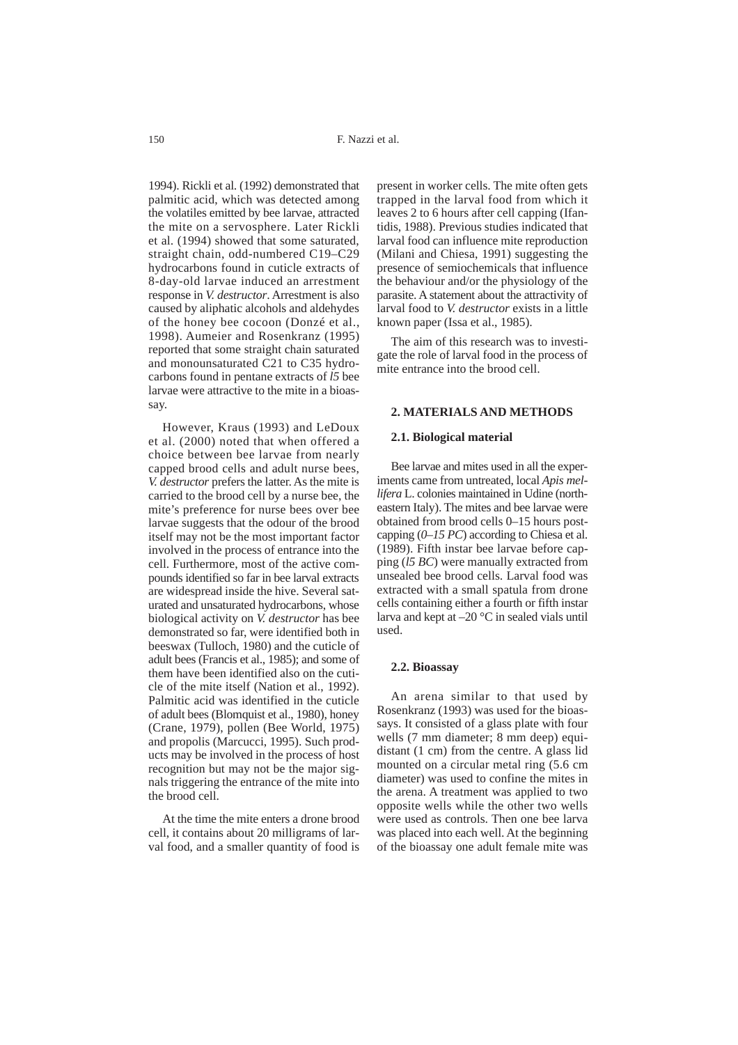1994). Rickli et al. (1992) demonstrated that palmitic acid, which was detected among the volatiles emitted by bee larvae, attracted the mite on a servosphere. Later Rickli et al. (1994) showed that some saturated, straight chain, odd-numbered C19–C29 hydrocarbons found in cuticle extracts of 8-day-old larvae induced an arrestment response in *V. destructor*. Arrestment is also caused by aliphatic alcohols and aldehydes of the honey bee cocoon (Donzé et al., 1998). Aumeier and Rosenkranz (1995) reported that some straight chain saturated and monounsaturated C21 to C35 hydrocarbons found in pentane extracts of *l5* bee larvae were attractive to the mite in a bioassay.

However, Kraus (1993) and LeDoux et al. (2000) noted that when offered a choice between bee larvae from nearly capped brood cells and adult nurse bees, *V. destructor* prefers the latter. As the mite is carried to the brood cell by a nurse bee, the mite's preference for nurse bees over bee larvae suggests that the odour of the brood itself may not be the most important factor involved in the process of entrance into the cell. Furthermore, most of the active compounds identified so far in bee larval extracts are widespread inside the hive. Several saturated and unsaturated hydrocarbons, whose biological activity on *V. destructor* has bee demonstrated so far, were identified both in beeswax (Tulloch, 1980) and the cuticle of adult bees (Francis et al., 1985); and some of them have been identified also on the cuticle of the mite itself (Nation et al., 1992). Palmitic acid was identified in the cuticle of adult bees (Blomquist et al., 1980), honey (Crane, 1979), pollen (Bee World, 1975) and propolis (Marcucci, 1995). Such products may be involved in the process of host recognition but may not be the major signals triggering the entrance of the mite into the brood cell.

At the time the mite enters a drone brood cell, it contains about 20 milligrams of larval food, and a smaller quantity of food is present in worker cells. The mite often gets trapped in the larval food from which it leaves 2 to 6 hours after cell capping (Ifantidis, 1988). Previous studies indicated that larval food can influence mite reproduction (Milani and Chiesa, 1991) suggesting the presence of semiochemicals that influence the behaviour and/or the physiology of the parasite. A statement about the attractivity of larval food to *V. destructor* exists in a little known paper (Issa et al., 1985).

The aim of this research was to investigate the role of larval food in the process of mite entrance into the brood cell.

## 2. MATERIALS AND METHODS

### 2.1. Biological material

Bee larvae and mites used in all the experiments came from untreated, local *Apis mellifera* L. colonies maintained in Udine (north-eastern Italy). The mites and bee larvae were obtained from brood cells 0–15 hours post-capping (*0–15 PC*) according to Chiesa et al. (1989). Fifth instar bee larvae before capping (*l5 BC*) were manually extracted from unsealed bee brood cells. Larval food was extracted with a small spatula from drone cells containing either a fourth or fifth instar larva and kept at –20 °C in sealed vials until used.

### 2.2. Bioassay

An arena similar to that used by Rosenkranz (1993) was used for the bioassays. It consisted of a glass plate with four wells (7 mm diameter; 8 mm deep) equidistant (1 cm) from the centre. A glass lid mounted on a circular metal ring (5.6 cm diameter) was used to confine the mites in the arena. A treatment was applied to two opposite wells while the other two wells were used as controls. Then one bee larva was placed into each well. At the beginning of the bioassay one adult female mite was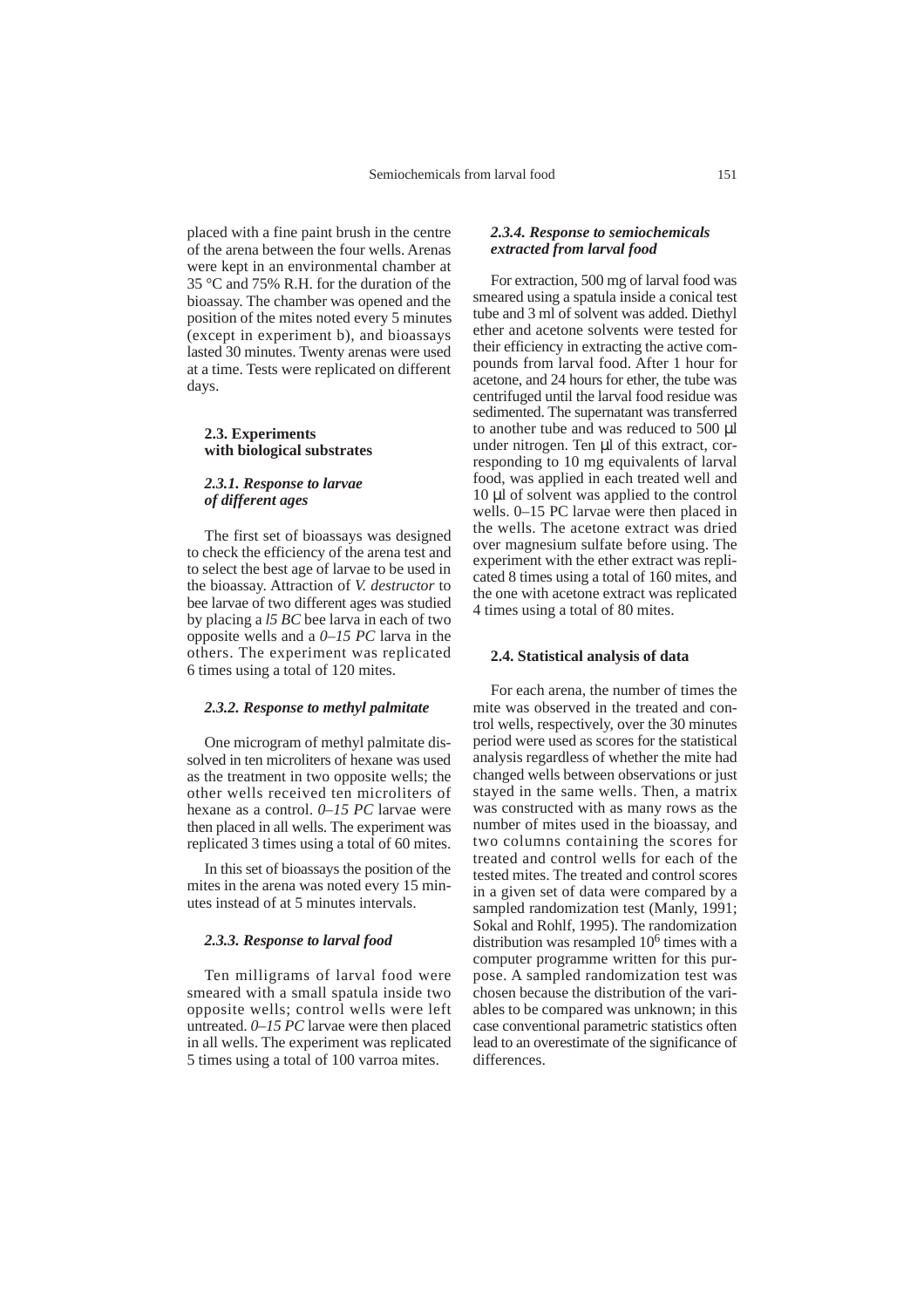placed with a fine paint brush in the centre of the arena between the four wells. Arenas were kept in an environmental chamber at 35 °C and 75% R.H. for the duration of the bioassay. The chamber was opened and the position of the mites noted every 5 minutes (except in experiment b), and bioassays lasted 30 minutes. Twenty arenas were used at a time. Tests were replicated on different days.

### 2.3. Experiments with biological substrates

#### *2.3.1. Response to larvae of different ages*

The first set of bioassays was designed to check the efficiency of the arena test and to select the best age of larvae to be used in the bioassay. Attraction of *V. destructor* to bee larvae of two different ages was studied by placing a *l5 BC* bee larva in each of two opposite wells and a *0–15 PC* larva in the others. The experiment was replicated 6 times using a total of 120 mites.

#### *2.3.2. Response to methyl palmitate*

One microgram of methyl palmitate dissolved in ten microliters of hexane was used as the treatment in two opposite wells; the other wells received ten microliters of hexane as a control. *0–15 PC* larvae were then placed in all wells. The experiment was replicated 3 times using a total of 60 mites.

In this set of bioassays the position of the mites in the arena was noted every 15 minutes instead of at 5 minutes intervals.

#### *2.3.3. Response to larval food*

Ten milligrams of larval food were smeared with a small spatula inside two opposite wells; control wells were left untreated. *0–15 PC* larvae were then placed in all wells. The experiment was replicated 5 times using a total of 100 varroa mites.

#### *2.3.4. Response to semiochemicals extracted from larval food*

For extraction, 500 mg of larval food was smeared using a spatula inside a conical test tube and 3 ml of solvent was added. Diethyl ether and acetone solvents were tested for their efficiency in extracting the active compounds from larval food. After 1 hour for acetone, and 24 hours for ether, the tube was centrifuged until the larval food residue was sedimented. The supernatant was transferred to another tube and was reduced to 500 µl under nitrogen. Ten µl of this extract, corresponding to 10 mg equivalents of larval food, was applied in each treated well and 10 µl of solvent was applied to the control wells. 0–15 PC larvae were then placed in the wells. The acetone extract was dried over magnesium sulfate before using. The experiment with the ether extract was replicated 8 times using a total of 160 mites, and the one with acetone extract was replicated 4 times using a total of 80 mites.

### 2.4. Statistical analysis of data

For each arena, the number of times the mite was observed in the treated and control wells, respectively, over the 30 minutes period were used as scores for the statistical analysis regardless of whether the mite had changed wells between observations or just stayed in the same wells. Then, a matrix was constructed with as many rows as the number of mites used in the bioassay, and two columns containing the scores for treated and control wells for each of the tested mites. The treated and control scores in a given set of data were compared by a sampled randomization test (Manly, 1991; Sokal and Rohlf, 1995). The randomization distribution was resampled $10^6$ times with a computer programme written for this purpose. A sampled randomization test was chosen because the distribution of the variables to be compared was unknown; in this case conventional parametric statistics often lead to an overestimate of the significance of differences.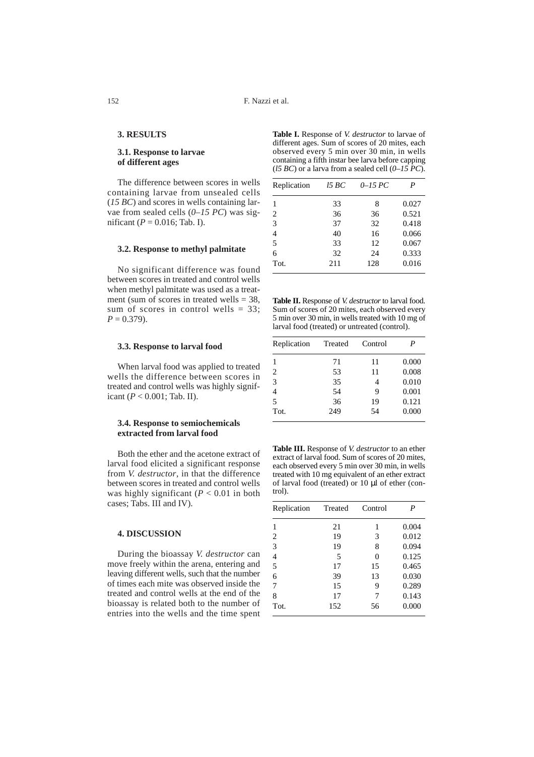## 3. RESULTS

### 3.1. Response to larvae of different ages

The difference between scores in wells containing larvae from unsealed cells (*l5 BC*) and scores in wells containing larvae from sealed cells (*0–15 PC*) was significant ($P = 0.016$; Tab. I).

### 3.2. Response to methyl palmitate

No significant difference was found between scores in treated and control wells when methyl palmitate was used as a treatment (sum of scores in treated wells = 38, sum of scores in control wells = 33; $P = 0.379$).

### 3.3. Response to larval food

When larval food was applied to treated wells the difference between scores in treated and control wells was highly significant ($P < 0.001$; Tab. II).

### 3.4. Response to semiochemicals extracted from larval food

Both the ether and the acetone extract of larval food elicited a significant response from *V. destructor*, in that the difference between scores in treated and control wells was highly significant ($P < 0.01$ in both cases; Tabs. III and IV).

## 4. DISCUSSION

During the bioassay *V. destructor* can move freely within the arena, entering and leaving different wells, such that the number of times each mite was observed inside the treated and control wells at the end of the bioassay is related both to the number of entries into the wells and the time spent

**Table I.** Response of *V. destructor* to larvae of different ages. Sum of scores of 20 mites, each observed every 5 min over 30 min, in wells containing a fifth instar bee larva before capping (*l5 BC*) or a larva from a sealed cell (*0–15 PC*).

| Replication | *l5 BC* | *0–15 PC* | *P* |
|---|---|---|---|
| 1 | 33 | 8 | 0.027 |
| 2 | 36 | 36 | 0.521 |
| 3 | 37 | 32 | 0.418 |
| 4 | 40 | 16 | 0.066 |
| 5 | 33 | 12 | 0.067 |
| 6 | 32 | 24 | 0.333 |
| Tot. | 211 | 128 | 0.016 |

**Table II.** Response of *V. destructor* to larval food. Sum of scores of 20 mites, each observed every 5 min over 30 min, in wells treated with 10 mg of larval food (treated) or untreated (control).

| Replication | Treated | Control | *P* |
|---|---|---|---|
| 1 | 71 | 11 | 0.000 |
| 2 | 53 | 11 | 0.008 |
| 3 | 35 | 4 | 0.010 |
| 4 | 54 | 9 | 0.001 |
| 5 | 36 | 19 | 0.121 |
| Tot. | 249 | 54 | 0.000 |

**Table III.** Response of *V. destructor* to an ether extract of larval food. Sum of scores of 20 mites, each observed every 5 min over 30 min, in wells treated with 10 mg equivalent of an ether extract of larval food (treated) or 10 μl of ether (control).

| Replication | Treated | Control | *P* |
|---|---|---|---|
| 1 | 21 | 1 | 0.004 |
| 2 | 19 | 3 | 0.012 |
| 3 | 19 | 8 | 0.094 |
| 4 | 5 | 0 | 0.125 |
| 5 | 17 | 15 | 0.465 |
| 6 | 39 | 13 | 0.030 |
| 7 | 15 | 9 | 0.289 |
| 8 | 17 | 7 | 0.143 |
| Tot. | 152 | 56 | 0.000 |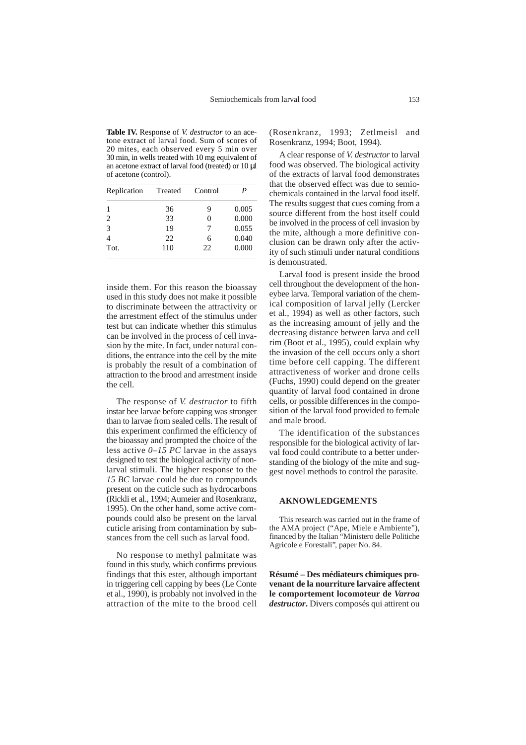**Table IV.** Response of *V. destructor* to an acetone extract of larval food. Sum of scores of 20 mites, each observed every 5 min over 30 min, in wells treated with 10 mg equivalent of an acetone extract of larval food (treated) or 10 µl of acetone (control).

| Replication | Treated | Control | *P* |
|---|---|---|---|
| 1 | 36 | 9 | 0.005 |
| 2 | 33 | 0 | 0.000 |
| 3 | 19 | 7 | 0.055 |
| 4 | 22 | 6 | 0.040 |
| Tot. | 110 | 22 | 0.000 |

inside them. For this reason the bioassay used in this study does not make it possible to discriminate between the attractivity or the arrestment effect of the stimulus under test but can indicate whether this stimulus can be involved in the process of cell invasion by the mite. In fact, under natural conditions, the entrance into the cell by the mite is probably the result of a combination of attraction to the brood and arrestment inside the cell.

The response of *V. destructor* to fifth instar bee larvae before capping was stronger than to larvae from sealed cells. The result of this experiment confirmed the efficiency of the bioassay and prompted the choice of the less active *0–15 PC* larvae in the assays designed to test the biological activity of non-larval stimuli. The higher response to the *15 BC* larvae could be due to compounds present on the cuticle such as hydrocarbons (Rickli et al., 1994; Aumeier and Rosenkranz, 1995). On the other hand, some active compounds could also be present on the larval cuticle arising from contamination by substances from the cell such as larval food.

No response to methyl palmitate was found in this study, which confirms previous findings that this ester, although important in triggering cell capping by bees (Le Conte et al., 1990), is probably not involved in the attraction of the mite to the brood cell (Rosenkranz, 1993; Zetlmeisl and Rosenkranz, 1994; Boot, 1994).

A clear response of *V. destructor* to larval food was observed. The biological activity of the extracts of larval food demonstrates that the observed effect was due to semiochemicals contained in the larval food itself. The results suggest that cues coming from a source different from the host itself could be involved in the process of cell invasion by the mite, although a more definitive conclusion can be drawn only after the activity of such stimuli under natural conditions is demonstrated.

Larval food is present inside the brood cell throughout the development of the honeybee larva. Temporal variation of the chemical composition of larval jelly (Lercker et al., 1994) as well as other factors, such as the increasing amount of jelly and the decreasing distance between larva and cell rim (Boot et al., 1995), could explain why the invasion of the cell occurs only a short time before cell capping. The different attractiveness of worker and drone cells (Fuchs, 1990) could depend on the greater quantity of larval food contained in drone cells, or possible differences in the composition of the larval food provided to female and male brood.

The identification of the substances responsible for the biological activity of larval food could contribute to a better understanding of the biology of the mite and suggest novel methods to control the parasite.

## AKNOWLEDGEMENTS

This research was carried out in the frame of the AMA project ("Ape, Miele e Ambiente"), financed by the Italian "Ministero delle Politiche Agricole e Forestali", paper No. 84.

**Résumé – Des médiateurs chimiques provenant de la nourriture larvaire affectent le comportement locomoteur de *Varroa destructor*.** Divers composés qui attirent ou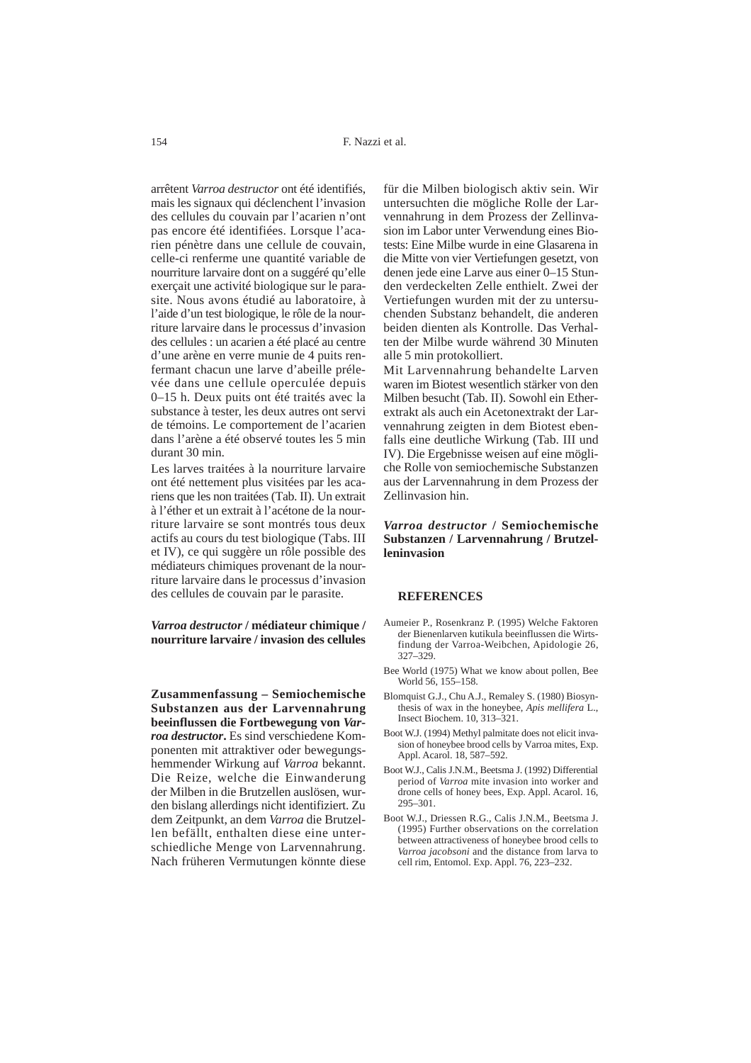arrêtent *Varroa destructor* ont été identifiés, mais les signaux qui déclenchent l'invasion des cellules du couvain par l'acarien n'ont pas encore été identifiées. Lorsque l'acarien pénètre dans une cellule de couvain, celle-ci renferme une quantité variable de nourriture larvaire dont on a suggéré qu'elle exerçait une activité biologique sur le parasite. Nous avons étudié au laboratoire, à l'aide d'un test biologique, le rôle de la nourriture larvaire dans le processus d'invasion des cellules : un acarien a été placé au centre d'une arène en verre munie de 4 puits renfermant chacun une larve d'abeille prélevée dans une cellule operculée depuis 0–15 h. Deux puits ont été traités avec la substance à tester, les deux autres ont servi de témoins. Le comportement de l'acarien dans l'arène a été observé toutes les 5 min durant 30 min.

Les larves traitées à la nourriture larvaire ont été nettement plus visitées par les acariens que les non traitées (Tab. II). Un extrait à l'éther et un extrait à l'acétone de la nourriture larvaire se sont montrés tous deux actifs au cours du test biologique (Tabs. III et IV), ce qui suggère un rôle possible des médiateurs chimiques provenant de la nourriture larvaire dans le processus d'invasion des cellules de couvain par le parasite.

***Varroa destructor* / médiateur chimique / nourriture larvaire / invasion des cellules**

**Zusammenfassung – Semiochemische Substanzen aus der Larvennahrung beeinflussen die Fortbewegung von *Varroa destructor*.** Es sind verschiedene Komponenten mit attraktiver oder bewegungshemmender Wirkung auf *Varroa* bekannt. Die Reize, welche die Einwanderung der Milben in die Brutzellen auslösen, wurden bislang allerdings nicht identifiziert. Zu dem Zeitpunkt, an dem *Varroa* die Brutzellen befällt, enthalten diese eine unterschiedliche Menge von Larvennahrung. Nach früheren Vermutungen könnte diese für die Milben biologisch aktiv sein. Wir untersuchten die mögliche Rolle der Larvennahrung in dem Prozess der Zellinvasion im Labor unter Verwendung eines Biotests: Eine Milbe wurde in eine Glasarena in die Mitte von vier Vertiefungen gesetzt, von denen jede eine Larve aus einer 0–15 Stunden verdeckelten Zelle enthielt. Zwei der Vertiefungen wurden mit der zu untersuchenden Substanz behandelt, die anderen beiden dienten als Kontrolle. Das Verhalten der Milbe wurde während 30 Minuten alle 5 min protokolliert.

Mit Larvennahrung behandelte Larven waren im Biotest wesentlich stärker von den Milben besucht (Tab. II). Sowohl ein Etherextrakt als auch ein Acetonextrakt der Larvennahrung zeigten in dem Biotest ebenfalls eine deutliche Wirkung (Tab. III und IV). Die Ergebnisse weisen auf eine mögliche Rolle von semiochemische Substanzen aus der Larvennahrung in dem Prozess der Zellinvasion hin.

***Varroa destructor* / Semiochemische Substanzen / Larvennahrung / Brutzelleninvasion**

## REFERENCES

Aumeier P., Rosenkranz P. (1995) Welche Faktoren der Bienenlarven kutikula beeinflussen die Wirtsfindung der Varroa-Weibchen, Apidologie 26, 327–329.

Bee World (1975) What we know about pollen, Bee World 56, 155–158.

Blomquist G.J., Chu A.J., Remaley S. (1980) Biosynthesis of wax in the honeybee, *Apis mellifera* L., Insect Biochem. 10, 313–321.

Boot W.J. (1994) Methyl palmitate does not elicit invasion of honeybee brood cells by Varroa mites, Exp. Appl. Acarol. 18, 587–592.

Boot W.J., Calis J.N.M., Beetsma J. (1992) Differential period of *Varroa* mite invasion into worker and drone cells of honey bees, Exp. Appl. Acarol. 16, 295–301.

Boot W.J., Driessen R.G., Calis J.N.M., Beetsma J. (1995) Further observations on the correlation between attractiveness of honeybee brood cells to *Varroa jacobsoni* and the distance from larva to cell rim, Entomol. Exp. Appl. 76, 223–232.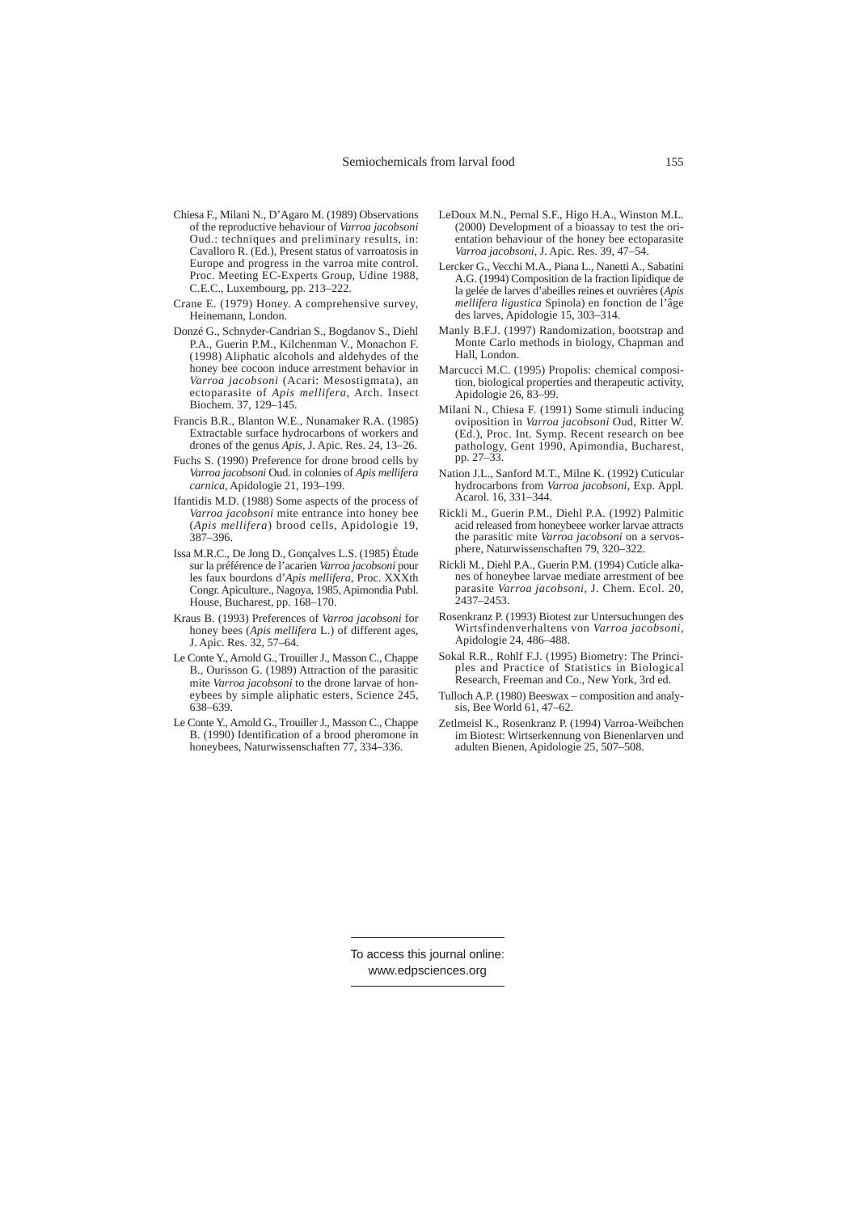Chiesa F., Milani N., D'Agaro M. (1989) Observations of the reproductive behaviour of *Varroa jacobsoni* Oud.: techniques and preliminary results, in: Cavalloro R. (Ed.), Present status of varroatosis in Europe and progress in the varroa mite control. Proc. Meeting EC-Experts Group, Udine 1988, C.E.C., Luxembourg, pp. 213–222.

Crane E. (1979) Honey. A comprehensive survey, Heinemann, London.

Donzé G., Schnyder-Candrian S., Bogdanov S., Diehl P.A., Guerin P.M., Kilchenman V., Monachon F. (1998) Aliphatic alcohols and aldehydes of the honey bee cocoon induce arrestment behavior in *Varroa jacobsoni* (Acari: Mesostigmata), an ectoparasite of *Apis mellifera*, Arch. Insect Biochem. 37, 129–145.

Francis B.R., Blanton W.E., Nunamaker R.A. (1985) Extractable surface hydrocarbons of workers and drones of the genus *Apis*, J. Apic. Res. 24, 13–26.

Fuchs S. (1990) Preference for drone brood cells by *Varroa jacobsoni* Oud. in colonies of *Apis mellifera carnica*, Apidologie 21, 193–199.

Ifantidis M.D. (1988) Some aspects of the process of *Varroa jacobsoni* mite entrance into honey bee (*Apis mellifera*) brood cells, Apidologie 19, 387–396.

Issa M.R.C., De Jong D., Gonçalves L.S. (1985) Étude sur la préférence de l'acarien *Varroa jacobsoni* pour les faux bourdons d'*Apis mellifera*, Proc. XXXth Congr. Apiculture., Nagoya, 1985, Apimondia Publ. House, Bucharest, pp. 168–170.

Kraus B. (1993) Preferences of *Varroa jacobsoni* for honey bees (*Apis mellifera* L.) of different ages, J. Apic. Res. 32, 57–64.

Le Conte Y., Arnold G., Trouiller J., Masson C., Chappe B., Ourisson G. (1989) Attraction of the parasitic mite *Varroa jacobsoni* to the drone larvae of honeybees by simple aliphatic esters, Science 245, 638–639.

Le Conte Y., Arnold G., Trouiller J., Masson C., Chappe B. (1990) Identification of a brood pheromone in honeybees, Naturwissenschaften 77, 334–336.

LeDoux M.N., Pernal S.F., Higo H.A., Winston M.L. (2000) Development of a bioassay to test the orientation behaviour of the honey bee ectoparasite *Varroa jacobsoni*, J. Apic. Res. 39, 47–54.

Lercker G., Vecchi M.A., Piana L., Nanetti A., Sabatini A.G. (1994) Composition de la fraction lipidique de la gelée de larves d'abeilles reines et ouvrières (*Apis mellifera ligustica* Spinola) en fonction de l'âge des larves, Apidologie 15, 303–314.

Manly B.F.J. (1997) Randomization, bootstrap and Monte Carlo methods in biology, Chapman and Hall, London.

Marcucci M.C. (1995) Propolis: chemical composition, biological properties and therapeutic activity, Apidologie 26, 83–99.

Milani N., Chiesa F. (1991) Some stimuli inducing oviposition in *Varroa jacobsoni* Oud, Ritter W. (Ed.), Proc. Int. Symp. Recent research on bee pathology, Gent 1990, Apimondia, Bucharest, pp. 27–33.

Nation J.L., Sanford M.T., Milne K. (1992) Cuticular hydrocarbons from *Varroa jacobsoni*, Exp. Appl. Acarol. 16, 331–344.

Rickli M., Guerin P.M., Diehl P.A. (1992) Palmitic acid released from honeybeee worker larvae attracts the parasitic mite *Varroa jacobsoni* on a servosphere, Naturwissenschaften 79, 320–322.

Rickli M., Diehl P.A., Guerin P.M. (1994) Cuticle alkanes of honeybee larvae mediate arrestment of bee parasite *Varroa jacobsoni*, J. Chem. Ecol. 20, 2437–2453.

Rosenkranz P. (1993) Biotest zur Untersuchungen des Wirtsfindenverhaltens von *Varroa jacobsoni*, Apidologie 24, 486–488.

Sokal R.R., Rohlf F.J. (1995) Biometry: The Principles and Practice of Statistics in Biological Research, Freeman and Co., New York, 3rd ed.

Tulloch A.P. (1980) Beeswax – composition and analysis, Bee World 61, 47–62.

Zetlmeisl K., Rosenkranz P. (1994) Varroa-Weibchen im Biotest: Wirtserkennung von Bienenlarven und adulten Bienen, Apidologie 25, 507–508.

To access this journal online:
www.edpsciences.org